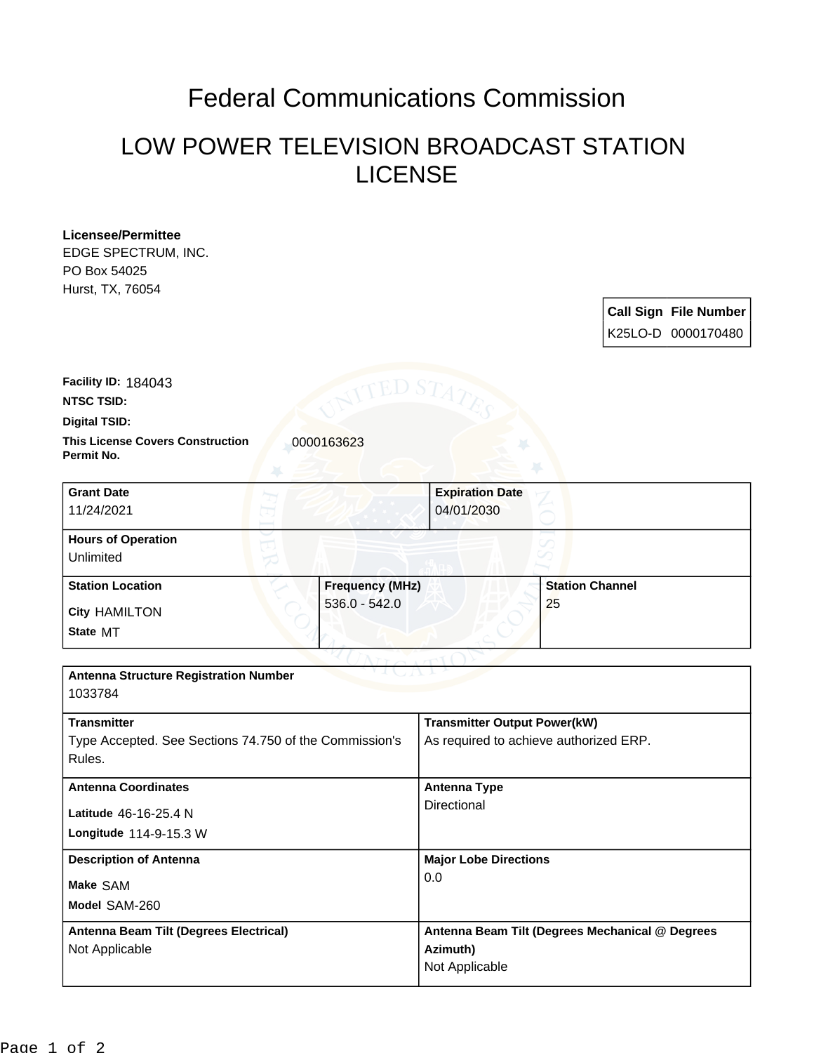# Federal Communications Commission

## LOW POWER TELEVISION BROADCAST STATION LICENSE

**Licensee/Permittee**
EDGE SPECTRUM, INC.
PO Box 54025
Hurst, TX, 76054

| Call Sign | File Number |
|---|---|
| K25LO-D | 0000170480 |

**Facility ID:** 184043

**NTSC TSID:**

**Digital TSID:**

**This License Covers Construction Permit No.** 0000163623

| Grant Date | Expiration Date |
|---|---|
| 11/24/2021 | 04/01/2030 |

**Hours of Operation**
Unlimited

| Station Location | Frequency (MHz) | Station Channel |
|---|---|---|
| City HAMILTON<br>State MT | 536.0 - 542.0 | 25 |

**Antenna Structure Registration Number**
1033784

| Transmitter | Transmitter Output Power(kW) |
|---|---|
| Type Accepted. See Sections 74.750 of the Commission's Rules. | As required to achieve authorized ERP. |

| Antenna Coordinates | Antenna Type |
|---|---|
| Latitude 46-16-25.4 N<br>Longitude 114-9-15.3 W | Directional |

| Description of Antenna | Major Lobe Directions |
|---|---|
| Make SAM<br>Model SAM-260 | 0.0 |

| Antenna Beam Tilt (Degrees Electrical) | Antenna Beam Tilt (Degrees Mechanical @ Degrees Azimuth) |
|---|---|
| Not Applicable | Not Applicable |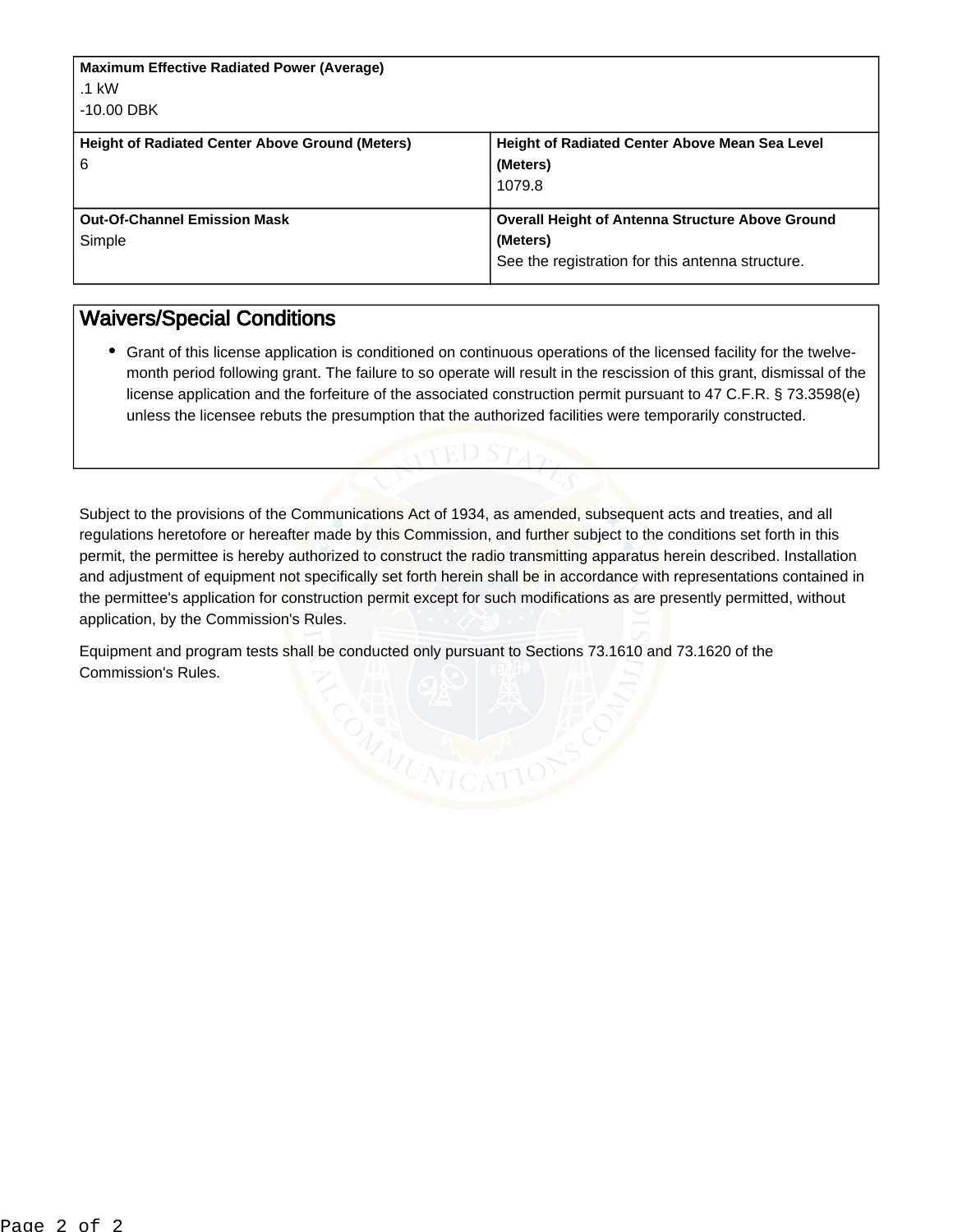| | |
|---|---|
| **Maximum Effective Radiated Power (Average)**<br>.1 kW<br>-10.00 DBK | |
| **Height of Radiated Center Above Ground (Meters)**<br>6 | **Height of Radiated Center Above Mean Sea Level (Meters)**<br>1079.8 |
| **Out-Of-Channel Emission Mask**<br>Simple | **Overall Height of Antenna Structure Above Ground (Meters)**<br>See the registration for this antenna structure. |

## Waivers/Special Conditions

- Grant of this license application is conditioned on continuous operations of the licensed facility for the twelve-month period following grant. The failure to so operate will result in the rescission of this grant, dismissal of the license application and the forfeiture of the associated construction permit pursuant to 47 C.F.R. § 73.3598(e) unless the licensee rebuts the presumption that the authorized facilities were temporarily constructed.

Subject to the provisions of the Communications Act of 1934, as amended, subsequent acts and treaties, and all regulations heretofore or hereafter made by this Commission, and further subject to the conditions set forth in this permit, the permittee is hereby authorized to construct the radio transmitting apparatus herein described. Installation and adjustment of equipment not specifically set forth herein shall be in accordance with representations contained in the permittee's application for construction permit except for such modifications as are presently permitted, without application, by the Commission's Rules.

Equipment and program tests shall be conducted only pursuant to Sections 73.1610 and 73.1620 of the Commission's Rules.